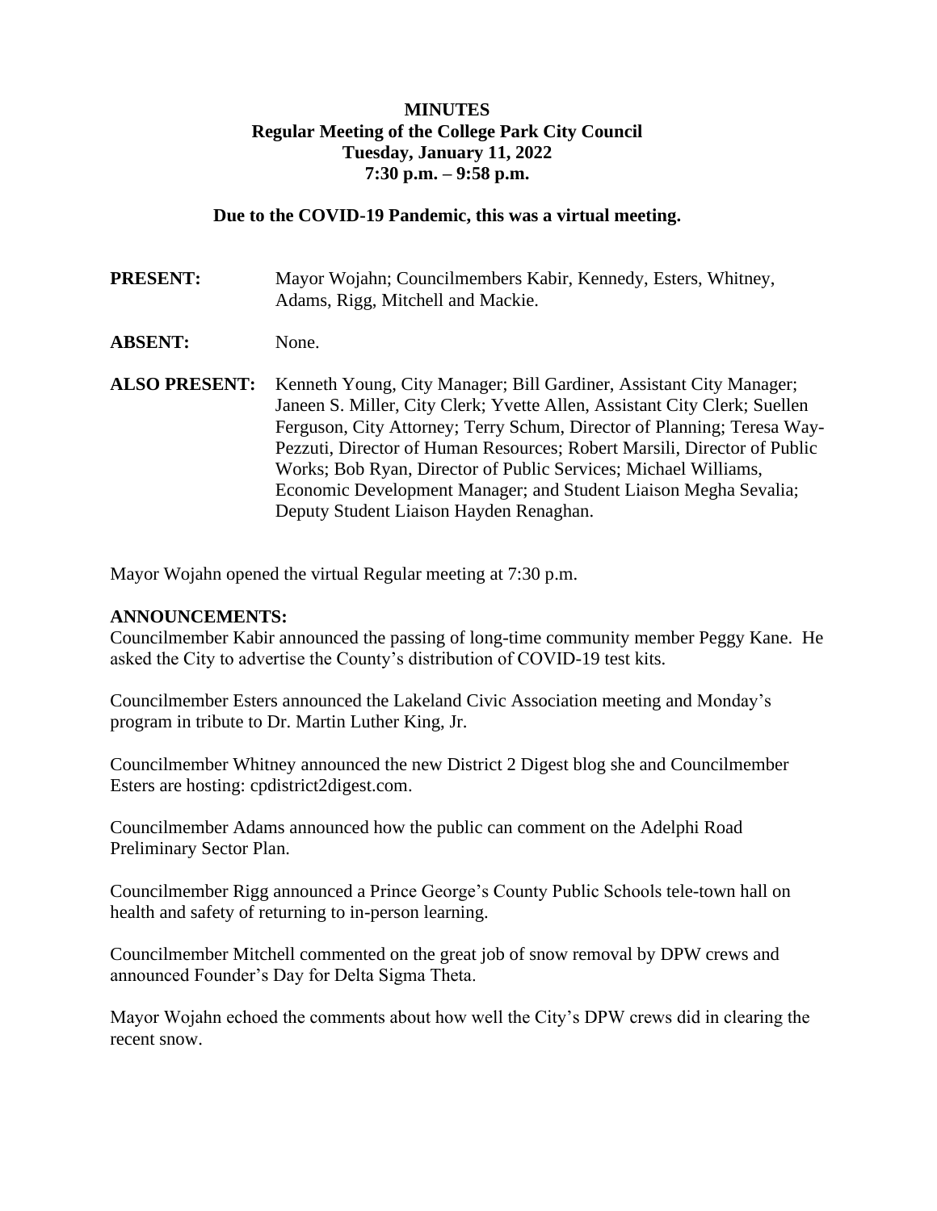**MINUTES**
**Regular Meeting of the College Park City Council**
**Tuesday, January 11, 2022**
**7:30 p.m. – 9:58 p.m.**

**Due to the COVID-19 Pandemic, this was a virtual meeting.**

**PRESENT:** Mayor Wojahn; Councilmembers Kabir, Kennedy, Esters, Whitney, Adams, Rigg, Mitchell and Mackie.

**ABSENT:** None.

**ALSO PRESENT:** Kenneth Young, City Manager; Bill Gardiner, Assistant City Manager; Janeen S. Miller, City Clerk; Yvette Allen, Assistant City Clerk; Suellen Ferguson, City Attorney; Terry Schum, Director of Planning; Teresa Way-Pezzuti, Director of Human Resources; Robert Marsili, Director of Public Works; Bob Ryan, Director of Public Services; Michael Williams, Economic Development Manager; and Student Liaison Megha Sevalia; Deputy Student Liaison Hayden Renaghan.

Mayor Wojahn opened the virtual Regular meeting at 7:30 p.m.

**ANNOUNCEMENTS:**

Councilmember Kabir announced the passing of long-time community member Peggy Kane. He asked the City to advertise the County's distribution of COVID-19 test kits.

Councilmember Esters announced the Lakeland Civic Association meeting and Monday's program in tribute to Dr. Martin Luther King, Jr.

Councilmember Whitney announced the new District 2 Digest blog she and Councilmember Esters are hosting: cpdistrict2digest.com.

Councilmember Adams announced how the public can comment on the Adelphi Road Preliminary Sector Plan.

Councilmember Rigg announced a Prince George's County Public Schools tele-town hall on health and safety of returning to in-person learning.

Councilmember Mitchell commented on the great job of snow removal by DPW crews and announced Founder's Day for Delta Sigma Theta.

Mayor Wojahn echoed the comments about how well the City's DPW crews did in clearing the recent snow.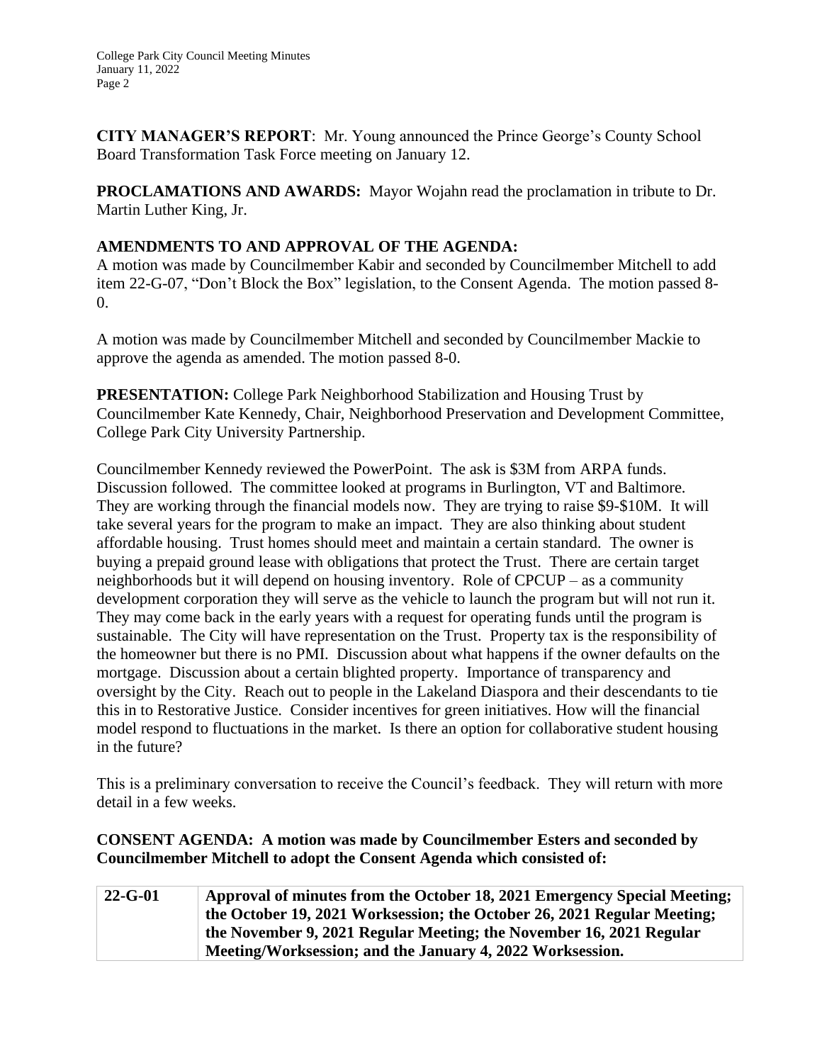**CITY MANAGER'S REPORT**: Mr. Young announced the Prince George's County School Board Transformation Task Force meeting on January 12.

**PROCLAMATIONS AND AWARDS:** Mayor Wojahn read the proclamation in tribute to Dr. Martin Luther King, Jr.

**AMENDMENTS TO AND APPROVAL OF THE AGENDA:**

A motion was made by Councilmember Kabir and seconded by Councilmember Mitchell to add item 22-G-07, "Don't Block the Box" legislation, to the Consent Agenda. The motion passed 8-0.

A motion was made by Councilmember Mitchell and seconded by Councilmember Mackie to approve the agenda as amended. The motion passed 8-0.

**PRESENTATION:** College Park Neighborhood Stabilization and Housing Trust by Councilmember Kate Kennedy, Chair, Neighborhood Preservation and Development Committee, College Park City University Partnership.

Councilmember Kennedy reviewed the PowerPoint. The ask is $3M from ARPA funds. Discussion followed. The committee looked at programs in Burlington, VT and Baltimore. They are working through the financial models now. They are trying to raise $9-$10M. It will take several years for the program to make an impact. They are also thinking about student affordable housing. Trust homes should meet and maintain a certain standard. The owner is buying a prepaid ground lease with obligations that protect the Trust. There are certain target neighborhoods but it will depend on housing inventory. Role of CPCUP – as a community development corporation they will serve as the vehicle to launch the program but will not run it. They may come back in the early years with a request for operating funds until the program is sustainable. The City will have representation on the Trust. Property tax is the responsibility of the homeowner but there is no PMI. Discussion about what happens if the owner defaults on the mortgage. Discussion about a certain blighted property. Importance of transparency and oversight by the City. Reach out to people in the Lakeland Diaspora and their descendants to tie this in to Restorative Justice. Consider incentives for green initiatives. How will the financial model respond to fluctuations in the market. Is there an option for collaborative student housing in the future?

This is a preliminary conversation to receive the Council's feedback. They will return with more detail in a few weeks.

**CONSENT AGENDA: A motion was made by Councilmember Esters and seconded by Councilmember Mitchell to adopt the Consent Agenda which consisted of:**

| | |
|---|---|
| **22-G-01** | **Approval of minutes from the October 18, 2021 Emergency Special Meeting; the October 19, 2021 Worksession; the October 26, 2021 Regular Meeting; the November 9, 2021 Regular Meeting; the November 16, 2021 Regular Meeting/Worksession; and the January 4, 2022 Worksession.** |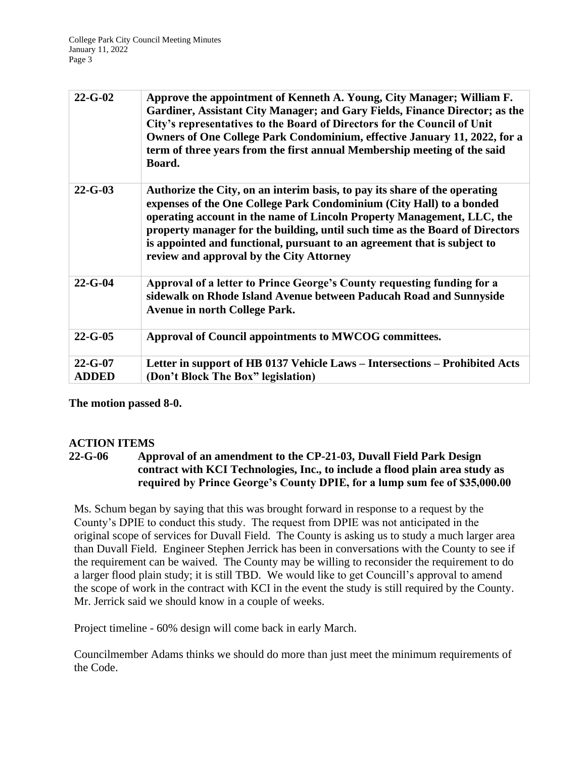| | |
|---|---|
| **22-G-02** | **Approve the appointment of Kenneth A. Young, City Manager; William F. Gardiner, Assistant City Manager; and Gary Fields, Finance Director; as the City's representatives to the Board of Directors for the Council of Unit Owners of One College Park Condominium, effective January 11, 2022, for a term of three years from the first annual Membership meeting of the said Board.** |
| **22-G-03** | **Authorize the City, on an interim basis, to pay its share of the operating expenses of the One College Park Condominium (City Hall) to a bonded operating account in the name of Lincoln Property Management, LLC, the property manager for the building, until such time as the Board of Directors is appointed and functional, pursuant to an agreement that is subject to review and approval by the City Attorney** |
| **22-G-04** | **Approval of a letter to Prince George's County requesting funding for a sidewalk on Rhode Island Avenue between Paducah Road and Sunnyside Avenue in north College Park.** |
| **22-G-05** | **Approval of Council appointments to MWCOG committees.** |
| **22-G-07 ADDED** | **Letter in support of HB 0137 Vehicle Laws – Intersections – Prohibited Acts (Don't Block The Box" legislation)** |

**The motion passed 8-0.**

**ACTION ITEMS**

**22-G-06 Approval of an amendment to the CP-21-03, Duvall Field Park Design contract with KCI Technologies, Inc., to include a flood plain area study as required by Prince George's County DPIE, for a lump sum fee of $35,000.00**

Ms. Schum began by saying that this was brought forward in response to a request by the County's DPIE to conduct this study. The request from DPIE was not anticipated in the original scope of services for Duvall Field. The County is asking us to study a much larger area than Duvall Field. Engineer Stephen Jerrick has been in conversations with the County to see if the requirement can be waived. The County may be willing to reconsider the requirement to do a larger flood plain study; it is still TBD. We would like to get Councill's approval to amend the scope of work in the contract with KCI in the event the study is still required by the County. Mr. Jerrick said we should know in a couple of weeks.

Project timeline - 60% design will come back in early March.

Councilmember Adams thinks we should do more than just meet the minimum requirements of the Code.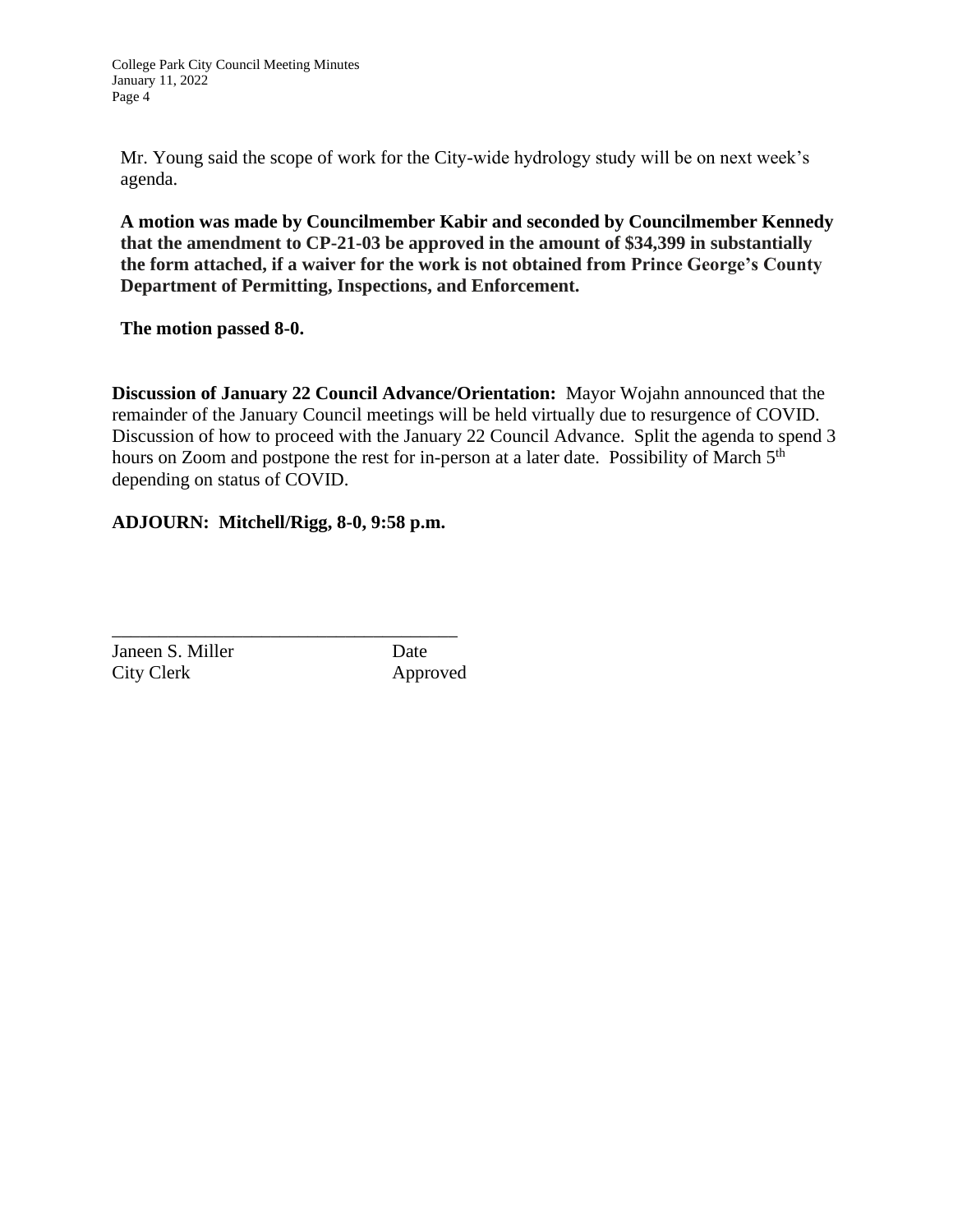Mr. Young said the scope of work for the City-wide hydrology study will be on next week's agenda.

**A motion was made by Councilmember Kabir and seconded by Councilmember Kennedy that the amendment to CP-21-03 be approved in the amount of $34,399 in substantially the form attached, if a waiver for the work is not obtained from Prince George's County Department of Permitting, Inspections, and Enforcement.**

**The motion passed 8-0.**

**Discussion of January 22 Council Advance/Orientation:** Mayor Wojahn announced that the remainder of the January Council meetings will be held virtually due to resurgence of COVID. Discussion of how to proceed with the January 22 Council Advance. Split the agenda to spend 3 hours on Zoom and postpone the rest for in-person at a later date. Possibility of March 5th depending on status of COVID.

**ADJOURN: Mitchell/Rigg, 8-0, 9:58 p.m.**

\_\_\_\_\_\_\_\_\_\_\_\_\_\_\_\_\_\_\_\_\_\_\_\_\_\_\_\_\_\_\_\_\_\_\_\_\_\_

Janeen S. Miller — Date

City Clerk — Approved